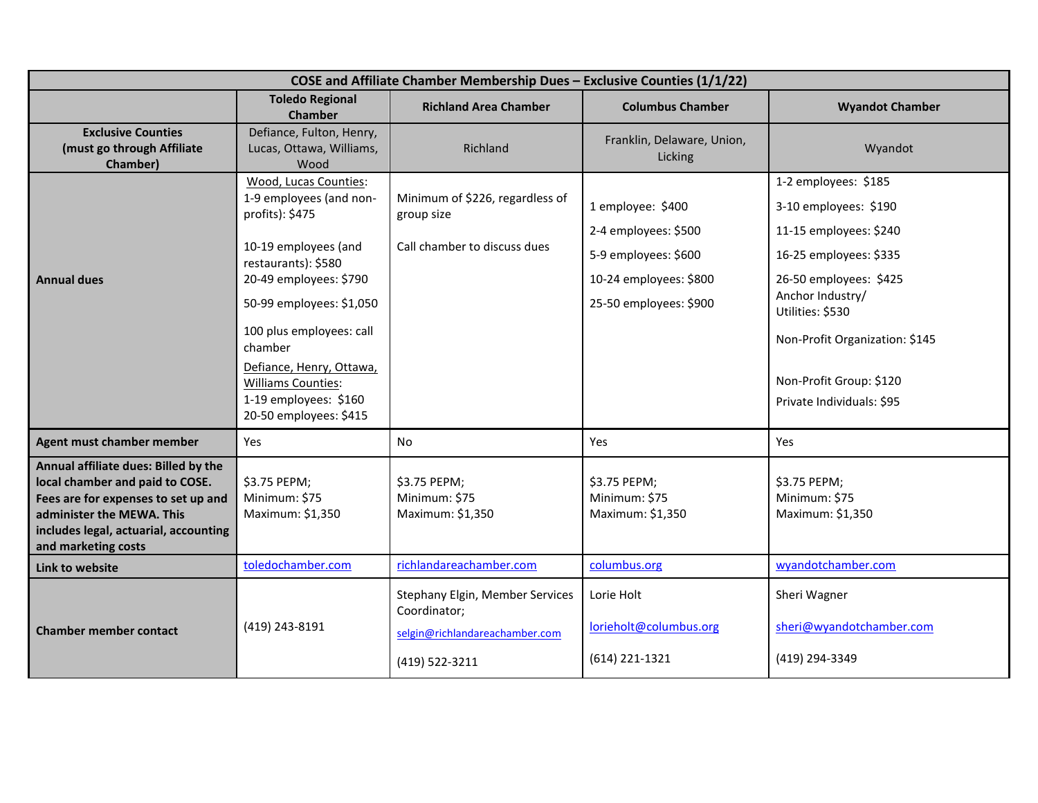| COSE and Affiliate Chamber Membership Dues – Exclusive Counties (1/1/22) | | | | |
|---|---|---|---|---|
| | **Toledo Regional Chamber** | **Richland Area Chamber** | **Columbus Chamber** | **Wyandot Chamber** |
| **Exclusive Counties (must go through Affiliate Chamber)** | Defiance, Fulton, Henry, Lucas, Ottawa, Williams, Wood | Richland | Franklin, Delaware, Union, Licking | Wyandot |
| **Annual dues** | Wood, Lucas Counties:<br>1-9 employees (and non-profits): $475<br>10-19 employees (and restaurants): $580<br>20-49 employees: $790<br>50-99 employees: $1,050<br>100 plus employees: call chamber<br>Defiance, Henry, Ottawa, Williams Counties:<br>1-19 employees: $160<br>20-50 employees: $415 | Minimum of $226, regardless of group size<br>Call chamber to discuss dues | 1 employee: $400<br>2-4 employees: $500<br>5-9 employees: $600<br>10-24 employees: $800<br>25-50 employees: $900 | 1-2 employees: $185<br>3-10 employees: $190<br>11-15 employees: $240<br>16-25 employees: $335<br>26-50 employees: $425<br>Anchor Industry/ Utilities: $530<br>Non-Profit Organization: $145<br>Non-Profit Group: $120<br>Private Individuals: $95 |
| **Agent must chamber member** | Yes | No | Yes | Yes |
| **Annual affiliate dues: Billed by the local chamber and paid to COSE. Fees are for expenses to set up and administer the MEWA. This includes legal, actuarial, accounting and marketing costs** | $3.75 PEPM;<br>Minimum: $75<br>Maximum: $1,350 | $3.75 PEPM;<br>Minimum: $75<br>Maximum: $1,350 | $3.75 PEPM;<br>Minimum: $75<br>Maximum: $1,350 | $3.75 PEPM;<br>Minimum: $75<br>Maximum: $1,350 |
| **Link to website** | toledochamber.com | richlandareachamber.com | columbus.org | wyandotchamber.com |
| **Chamber member contact** | (419) 243-8191 | Stephany Elgin, Member Services Coordinator;<br>selgin@richlandareachamber.com<br>(419) 522-3211 | Lorie Holt<br>lorieholt@columbus.org<br>(614) 221-1321 | Sheri Wagner<br>sheri@wyandotchamber.com<br>(419) 294-3349 |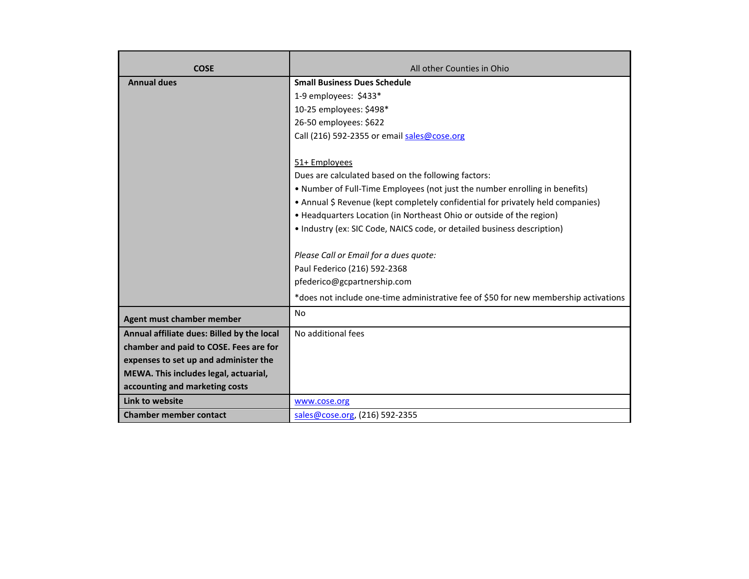| COSE | All other Counties in Ohio |
|---|---|
| **Annual dues** | **Small Business Dues Schedule**<br>1-9 employees: $433*<br>10-25 employees: $498*<br>26-50 employees: $622<br>Call (216) 592-2355 or email sales@cose.org<br><br>51+ Employees<br>Dues are calculated based on the following factors:<br>• Number of Full-Time Employees (not just the number enrolling in benefits)<br>• Annual $ Revenue (kept completely confidential for privately held companies)<br>• Headquarters Location (in Northeast Ohio or outside of the region)<br>• Industry (ex: SIC Code, NAICS code, or detailed business description)<br><br>*Please Call or Email for a dues quote:*<br>Paul Federico (216) 592-2368<br>pfederico@gcpartnership.com<br>*does not include one-time administrative fee of $50 for new membership activations |
| **Agent must chamber member** | No |
| **Annual affiliate dues: Billed by the local chamber and paid to COSE. Fees are for expenses to set up and administer the MEWA. This includes legal, actuarial, accounting and marketing costs** | No additional fees |
| **Link to website** | www.cose.org |
| **Chamber member contact** | sales@cose.org, (216) 592-2355 |